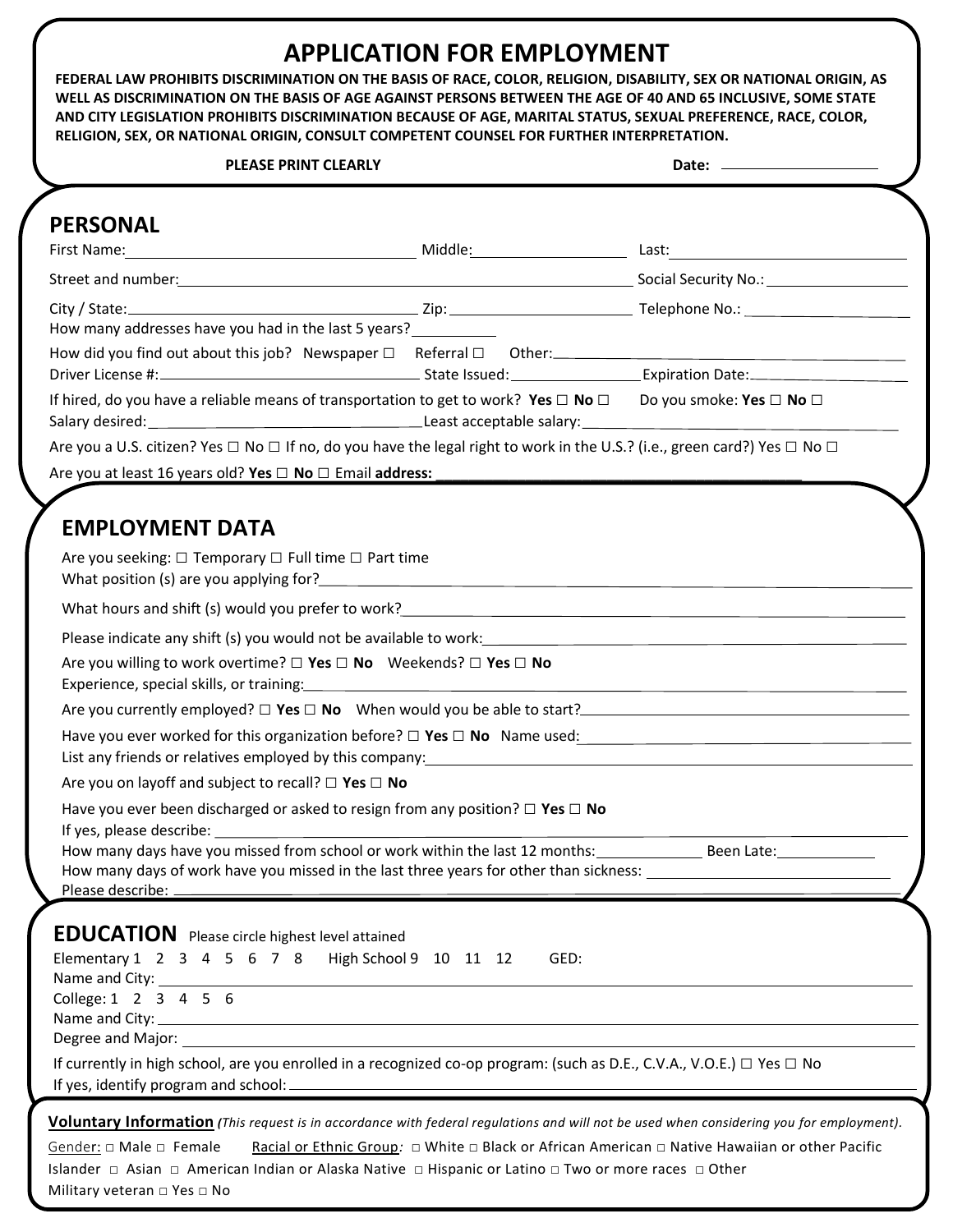# APPLICATION FOR EMPLOYMENT

**FEDERAL LAW PROHIBITS DISCRIMINATION ON THE BASIS OF RACE, COLOR, RELIGION, DISABILITY, SEX OR NATIONAL ORIGIN, AS WELL AS DISCRIMINATION ON THE BASIS OF AGE AGAINST PERSONS BETWEEN THE AGE OF 40 AND 65 INCLUSIVE, SOME STATE AND CITY LEGISLATION PROHIBITS DISCRIMINATION BECAUSE OF AGE, MARITAL STATUS, SEXUAL PREFERENCE, RACE, COLOR, RELIGION, SEX, OR NATIONAL ORIGIN, CONSULT COMPETENT COUNSEL FOR FURTHER INTERPRETATION.**

**PLEASE PRINT CLEARLY** **Date:** ____________________

## PERSONAL

First Name: ______________________ Middle: ______________ Last: ______________________

Street and number: ______________________________________ Social Security No.: ______________

City / State: ______________________ Zip: ______________ Telephone No.: ______________

How many addresses have you had in the last 5 years? __________

How did you find out about this job? Newspaper ☐ Referral ☐ Other: ______________________

Driver License #: ______________________ State Issued: ______________ Expiration Date: ______________

If hired, do you have a reliable means of transportation to get to work? **Yes** ☐ **No** ☐ Do you smoke: **Yes** ☐ **No** ☐

Salary desired: ______________________ Least acceptable salary: ______________________

Are you a U.S. citizen? Yes ☐ No ☐ If no, do you have the legal right to work in the U.S.? (i.e., green card?) Yes ☐ No ☐

Are you at least 16 years old? **Yes** ☐ **No** ☐ Email **address:** ______________________

## EMPLOYMENT DATA

Are you seeking: ☐ Temporary ☐ Full time ☐ Part time

What position (s) are you applying for? ______________________________________

What hours and shift (s) would you prefer to work? ______________________________________

Please indicate any shift (s) you would not be available to work: ______________________________________

Are you willing to work overtime? ☐ **Yes** ☐ **No** Weekends? ☐ **Yes** ☐ **No**

Experience, special skills, or training: ______________________________________

Are you currently employed? ☐ **Yes** ☐ **No** When would you be able to start? ______________________

Have you ever worked for this organization before? ☐ **Yes** ☐ **No** Name used: ______________________

List any friends or relatives employed by this company: ______________________________________

Are you on layoff and subject to recall? ☐ **Yes** ☐ **No**

Have you ever been discharged or asked to resign from any position? ☐ **Yes** ☐ **No**

If yes, please describe: ______________________________________

How many days have you missed from school or work within the last 12 months: __________ Been Late: __________

How many days of work have you missed in the last three years for other than sickness: ______________________

Please describe: ______________________________________

## EDUCATION

Please circle highest level attained

Elementary 1 2 3 4 5 6 7 8 High School 9 10 11 12 GED:

Name and City: ______________________________________

College: 1 2 3 4 5 6

Name and City: ______________________________________

Degree and Major: ______________________________________

If currently in high school, are you enrolled in a recognized co-op program: (such as D.E., C.V.A., V.O.E.) ☐ Yes ☐ No

If yes, identify program and school: ______________________________________

**Voluntary Information** *(This request is in accordance with federal regulations and will not be used when considering you for employment).*

Gender: ☐ Male ☐ Female Racial or Ethnic Group*:* ☐ White ☐ Black or African American ☐ Native Hawaiian or other Pacific Islander ☐ Asian ☐ American Indian or Alaska Native ☐ Hispanic or Latino ☐ Two or more races ☐ Other

Military veteran ☐ Yes ☐ No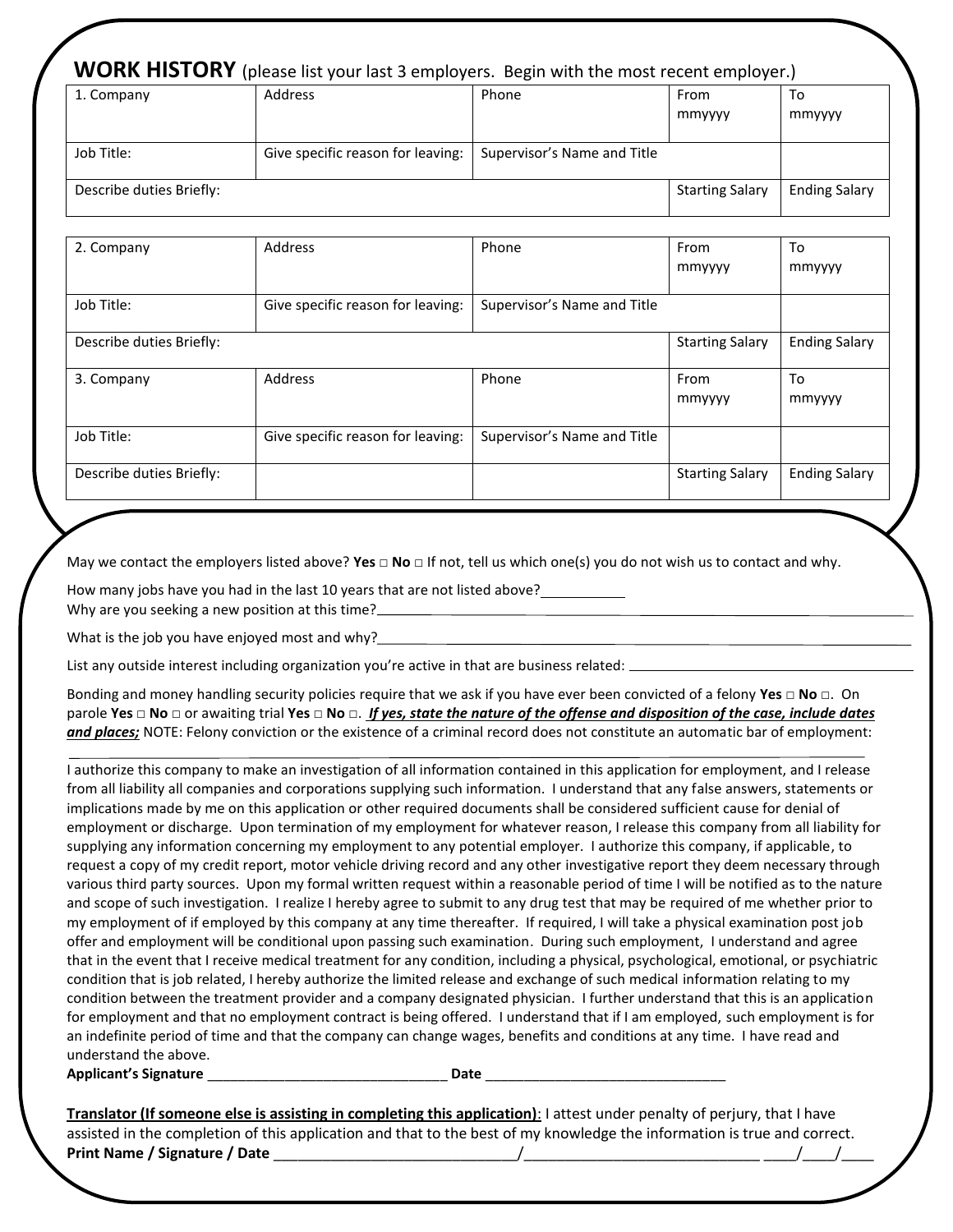**WORK HISTORY** (please list your last 3 employers. Begin with the most recent employer.)

| | | | | |
|---|---|---|---|---|
| 1. Company | Address | Phone | From mmyyyy | To mmyyyy |
| Job Title: | Give specific reason for leaving: | Supervisor's Name and Title | | |
| Describe duties Briefly: | | | Starting Salary | Ending Salary |

| | | | | |
|---|---|---|---|---|
| 2. Company | Address | Phone | From mmyyyy | To mmyyyy |
| Job Title: | Give specific reason for leaving: | Supervisor's Name and Title | | |
| Describe duties Briefly: | | | Starting Salary | Ending Salary |
| 3. Company | Address | Phone | From mmyyyy | To mmyyyy |
| Job Title: | Give specific reason for leaving: | Supervisor's Name and Title | | |
| Describe duties Briefly: | | | Starting Salary | Ending Salary |

May we contact the employers listed above? **Yes □ No □** If not, tell us which one(s) you do not wish us to contact and why.

How many jobs have you had in the last 10 years that are not listed above?___________

Why are you seeking a new position at this time?___________________________________________

What is the job you have enjoyed most and why?___________________________________________

List any outside interest including organization you're active in that are business related: ___________________________

Bonding and money handling security policies require that we ask if you have ever been convicted of a felony **Yes □ No □**. On parole **Yes □ No □** or awaiting trial **Yes □ No □**. ***If yes, state the nature of the offense and disposition of the case, include dates and places;*** NOTE: Felony conviction or the existence of a criminal record does not constitute an automatic bar of employment:

___________________________________________________________________________

I authorize this company to make an investigation of all information contained in this application for employment, and I release from all liability all companies and corporations supplying such information. I understand that any false answers, statements or implications made by me on this application or other required documents shall be considered sufficient cause for denial of employment or discharge. Upon termination of my employment for whatever reason, I release this company from all liability for supplying any information concerning my employment to any potential employer. I authorize this company, if applicable, to request a copy of my credit report, motor vehicle driving record and any other investigative report they deem necessary through various third party sources. Upon my formal written request within a reasonable period of time I will be notified as to the nature and scope of such investigation. I realize I hereby agree to submit to any drug test that may be required of me whether prior to my employment of if employed by this company at any time thereafter. If required, I will take a physical examination post job offer and employment will be conditional upon passing such examination. During such employment, I understand and agree that in the event that I receive medical treatment for any condition, including a physical, psychological, emotional, or psychiatric condition that is job related, I hereby authorize the limited release and exchange of such medical information relating to my condition between the treatment provider and a company designated physician. I further understand that this is an application for employment and that no employment contract is being offered. I understand that if I am employed, such employment is for an indefinite period of time and that the company can change wages, benefits and conditions at any time. I have read and understand the above.

**Applicant's Signature** _______________________________ **Date** _______________________________

**Translator (If someone else is assisting in completing this application)**: I attest under penalty of perjury, that I have assisted in the completion of this application and that to the best of my knowledge the information is true and correct.

**Print Name / Signature / Date** ______________________________/_____________________________ ____/____/____